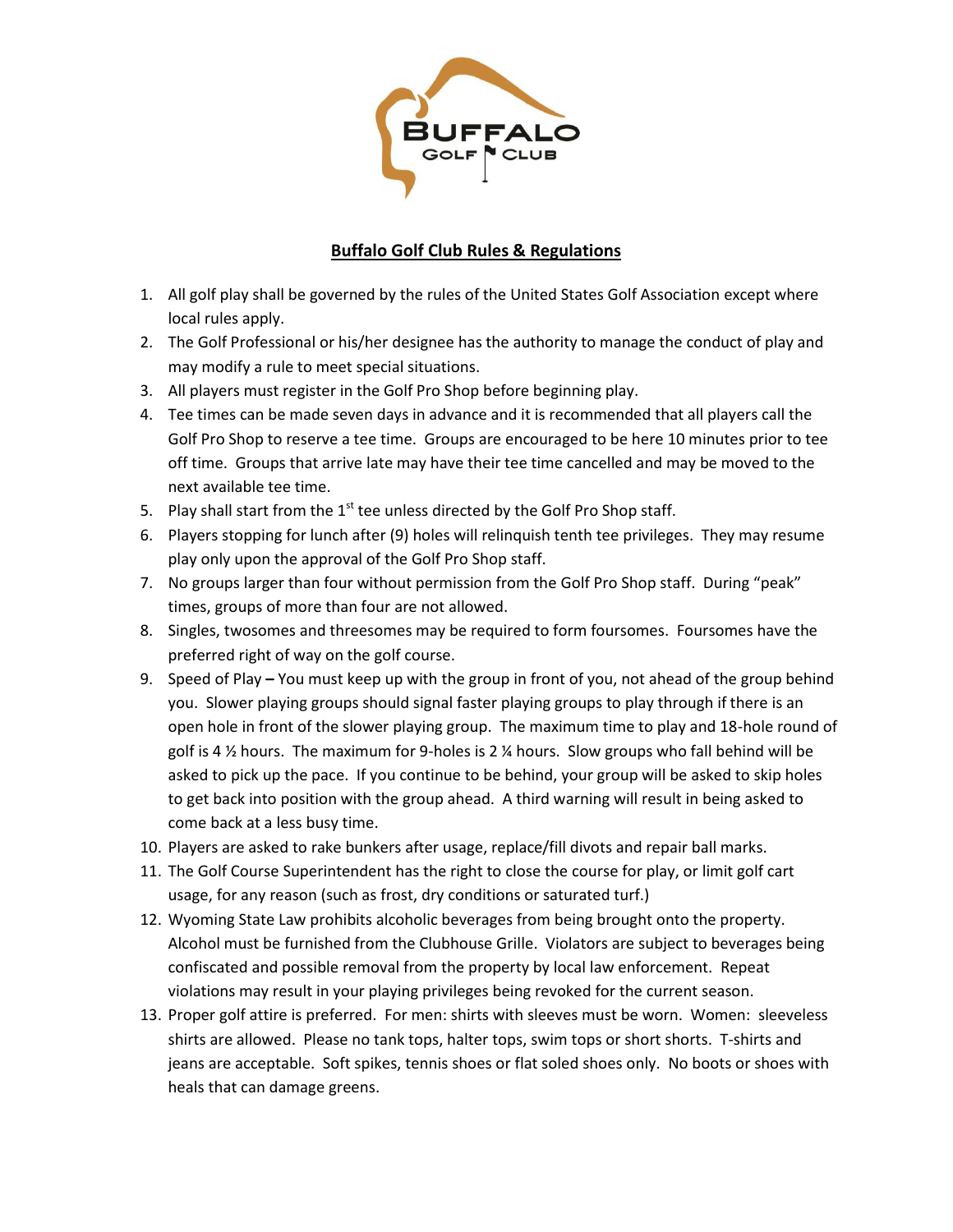# Buffalo Golf Club Rules & Regulations

1. All golf play shall be governed by the rules of the United States Golf Association except where local rules apply.
2. The Golf Professional or his/her designee has the authority to manage the conduct of play and may modify a rule to meet special situations.
3. All players must register in the Golf Pro Shop before beginning play.
4. Tee times can be made seven days in advance and it is recommended that all players call the Golf Pro Shop to reserve a tee time. Groups are encouraged to be here 10 minutes prior to tee off time. Groups that arrive late may have their tee time cancelled and may be moved to the next available tee time.
5. Play shall start from the 1st tee unless directed by the Golf Pro Shop staff.
6. Players stopping for lunch after (9) holes will relinquish tenth tee privileges. They may resume play only upon the approval of the Golf Pro Shop staff.
7. No groups larger than four without permission from the Golf Pro Shop staff. During "peak" times, groups of more than four are not allowed.
8. Singles, twosomes and threesomes may be required to form foursomes. Foursomes have the preferred right of way on the golf course.
9. Speed of Play **–** You must keep up with the group in front of you, not ahead of the group behind you. Slower playing groups should signal faster playing groups to play through if there is an open hole in front of the slower playing group. The maximum time to play and 18-hole round of golf is 4 ½ hours. The maximum for 9-holes is 2 ¼ hours. Slow groups who fall behind will be asked to pick up the pace. If you continue to be behind, your group will be asked to skip holes to get back into position with the group ahead. A third warning will result in being asked to come back at a less busy time.
10. Players are asked to rake bunkers after usage, replace/fill divots and repair ball marks.
11. The Golf Course Superintendent has the right to close the course for play, or limit golf cart usage, for any reason (such as frost, dry conditions or saturated turf.)
12. Wyoming State Law prohibits alcoholic beverages from being brought onto the property. Alcohol must be furnished from the Clubhouse Grille. Violators are subject to beverages being confiscated and possible removal from the property by local law enforcement. Repeat violations may result in your playing privileges being revoked for the current season.
13. Proper golf attire is preferred. For men: shirts with sleeves must be worn. Women: sleeveless shirts are allowed. Please no tank tops, halter tops, swim tops or short shorts. T-shirts and jeans are acceptable. Soft spikes, tennis shoes or flat soled shoes only. No boots or shoes with heals that can damage greens.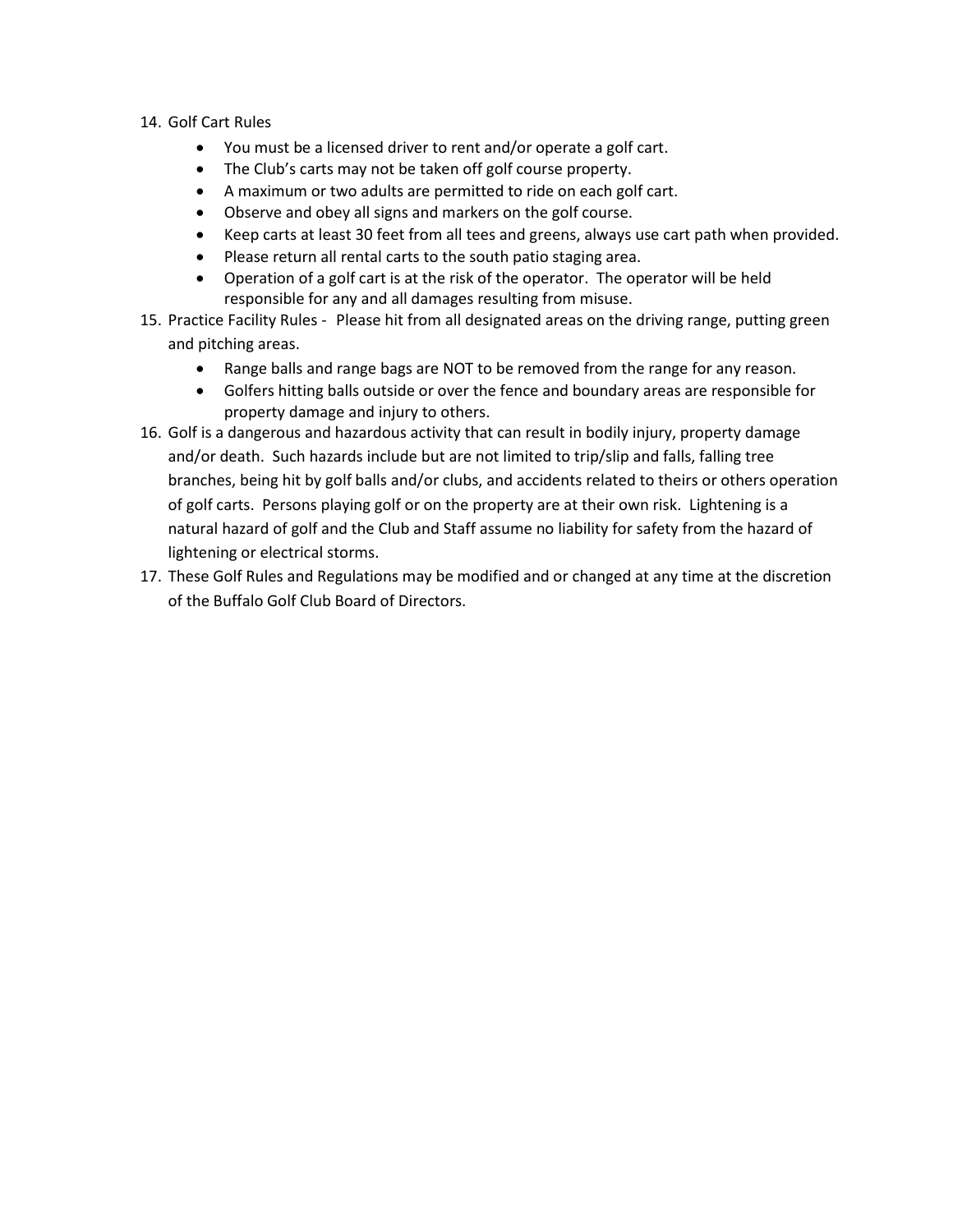14. Golf Cart Rules
    - You must be a licensed driver to rent and/or operate a golf cart.
    - The Club's carts may not be taken off golf course property.
    - A maximum or two adults are permitted to ride on each golf cart.
    - Observe and obey all signs and markers on the golf course.
    - Keep carts at least 30 feet from all tees and greens, always use cart path when provided.
    - Please return all rental carts to the south patio staging area.
    - Operation of a golf cart is at the risk of the operator. The operator will be held responsible for any and all damages resulting from misuse.
15. Practice Facility Rules - Please hit from all designated areas on the driving range, putting green and pitching areas.
    - Range balls and range bags are NOT to be removed from the range for any reason.
    - Golfers hitting balls outside or over the fence and boundary areas are responsible for property damage and injury to others.
16. Golf is a dangerous and hazardous activity that can result in bodily injury, property damage and/or death. Such hazards include but are not limited to trip/slip and falls, falling tree branches, being hit by golf balls and/or clubs, and accidents related to theirs or others operation of golf carts. Persons playing golf or on the property are at their own risk. Lightening is a natural hazard of golf and the Club and Staff assume no liability for safety from the hazard of lightening or electrical storms.
17. These Golf Rules and Regulations may be modified and or changed at any time at the discretion of the Buffalo Golf Club Board of Directors.